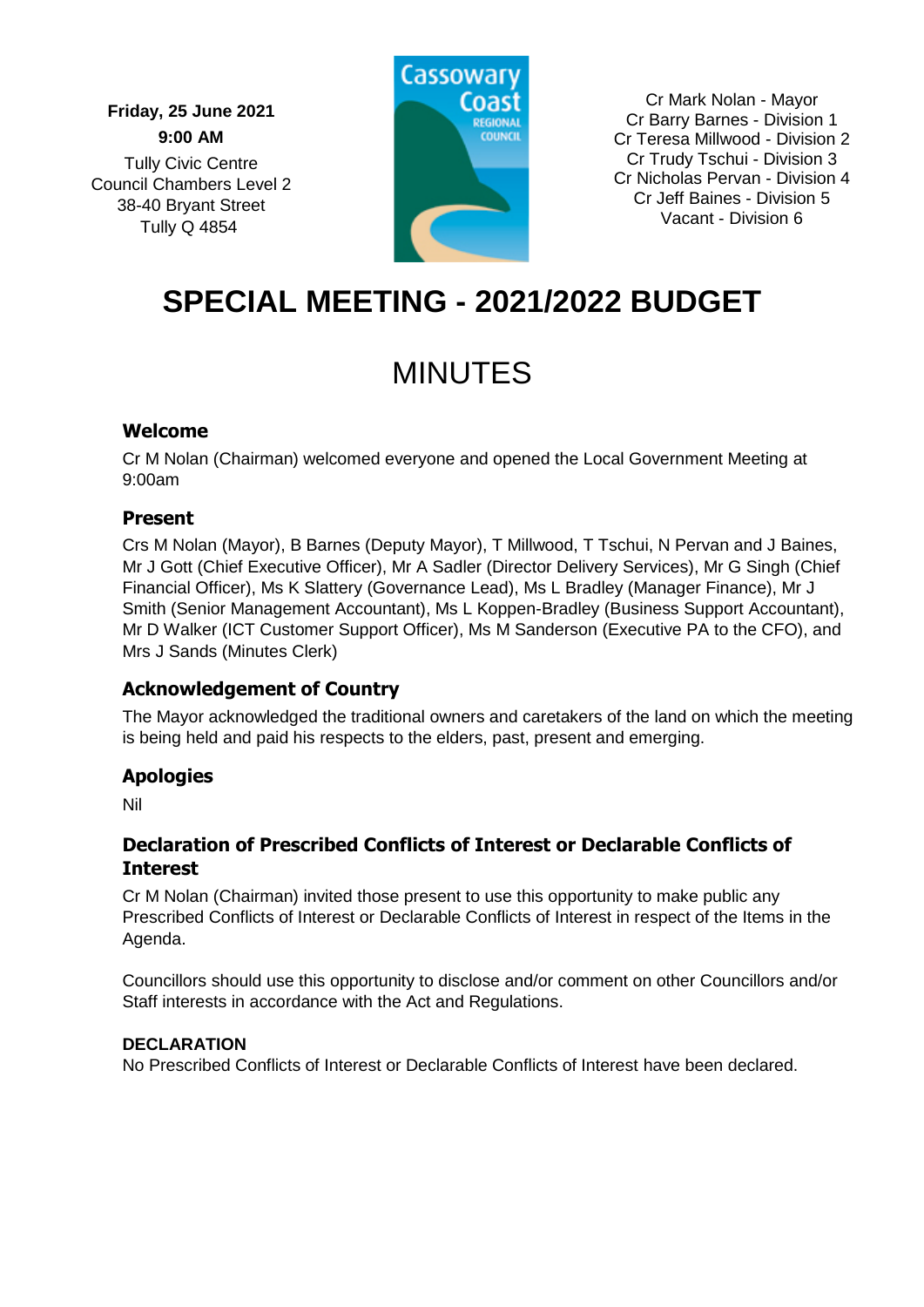**Friday, 25 June 2021**

**9:00 AM**

Tully Civic Centre
Council Chambers Level 2
38-40 Bryant Street
Tully Q 4854

Cr Mark Nolan - Mayor
Cr Barry Barnes - Division 1
Cr Teresa Millwood - Division 2
Cr Trudy Tschui - Division 3
Cr Nicholas Pervan - Division 4
Cr Jeff Baines - Division 5
Vacant - Division 6

# SPECIAL MEETING - 2021/2022 BUDGET

# MINUTES

### Welcome

Cr M Nolan (Chairman) welcomed everyone and opened the Local Government Meeting at 9:00am

### Present

Crs M Nolan (Mayor), B Barnes (Deputy Mayor), T Millwood, T Tschui, N Pervan and J Baines, Mr J Gott (Chief Executive Officer), Mr A Sadler (Director Delivery Services), Mr G Singh (Chief Financial Officer), Ms K Slattery (Governance Lead), Ms L Bradley (Manager Finance), Mr J Smith (Senior Management Accountant), Ms L Koppen-Bradley (Business Support Accountant), Mr D Walker (ICT Customer Support Officer), Ms M Sanderson (Executive PA to the CFO), and Mrs J Sands (Minutes Clerk)

### Acknowledgement of Country

The Mayor acknowledged the traditional owners and caretakers of the land on which the meeting is being held and paid his respects to the elders, past, present and emerging.

### Apologies

Nil

### Declaration of Prescribed Conflicts of Interest or Declarable Conflicts of Interest

Cr M Nolan (Chairman) invited those present to use this opportunity to make public any Prescribed Conflicts of Interest or Declarable Conflicts of Interest in respect of the Items in the Agenda.

Councillors should use this opportunity to disclose and/or comment on other Councillors and/or Staff interests in accordance with the Act and Regulations.

**DECLARATION**
No Prescribed Conflicts of Interest or Declarable Conflicts of Interest have been declared.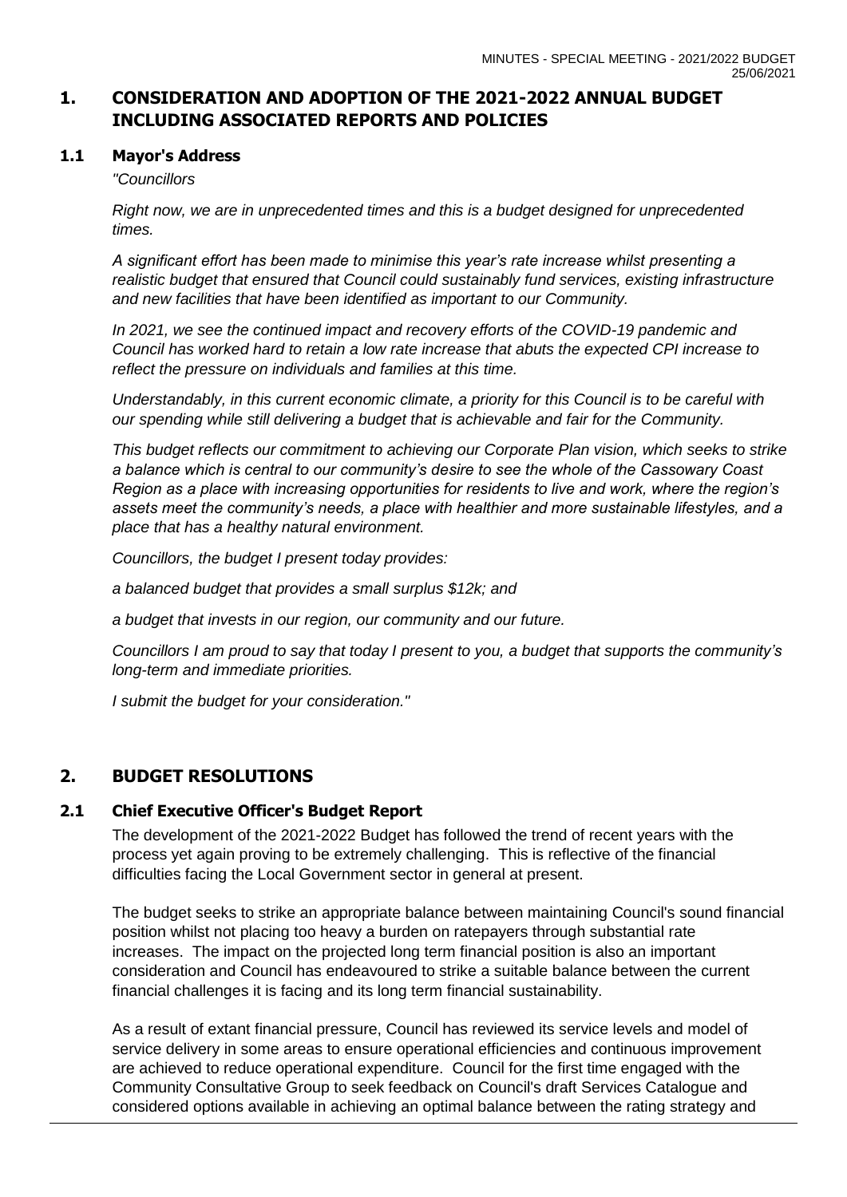# 1. CONSIDERATION AND ADOPTION OF THE 2021-2022 ANNUAL BUDGET INCLUDING ASSOCIATED REPORTS AND POLICIES

## 1.1 Mayor's Address

*"Councillors*

*Right now, we are in unprecedented times and this is a budget designed for unprecedented times.*

*A significant effort has been made to minimise this year's rate increase whilst presenting a realistic budget that ensured that Council could sustainably fund services, existing infrastructure and new facilities that have been identified as important to our Community.*

*In 2021, we see the continued impact and recovery efforts of the COVID-19 pandemic and Council has worked hard to retain a low rate increase that abuts the expected CPI increase to reflect the pressure on individuals and families at this time.*

*Understandably, in this current economic climate, a priority for this Council is to be careful with our spending while still delivering a budget that is achievable and fair for the Community.*

*This budget reflects our commitment to achieving our Corporate Plan vision, which seeks to strike a balance which is central to our community's desire to see the whole of the Cassowary Coast Region as a place with increasing opportunities for residents to live and work, where the region's assets meet the community's needs, a place with healthier and more sustainable lifestyles, and a place that has a healthy natural environment.*

*Councillors, the budget I present today provides:*

*a balanced budget that provides a small surplus $12k; and*

*a budget that invests in our region, our community and our future.*

*Councillors I am proud to say that today I present to you, a budget that supports the community's long-term and immediate priorities.*

*I submit the budget for your consideration."*

# 2. BUDGET RESOLUTIONS

## 2.1 Chief Executive Officer's Budget Report

The development of the 2021-2022 Budget has followed the trend of recent years with the process yet again proving to be extremely challenging. This is reflective of the financial difficulties facing the Local Government sector in general at present.

The budget seeks to strike an appropriate balance between maintaining Council's sound financial position whilst not placing too heavy a burden on ratepayers through substantial rate increases. The impact on the projected long term financial position is also an important consideration and Council has endeavoured to strike a suitable balance between the current financial challenges it is facing and its long term financial sustainability.

As a result of extant financial pressure, Council has reviewed its service levels and model of service delivery in some areas to ensure operational efficiencies and continuous improvement are achieved to reduce operational expenditure. Council for the first time engaged with the Community Consultative Group to seek feedback on Council's draft Services Catalogue and considered options available in achieving an optimal balance between the rating strategy and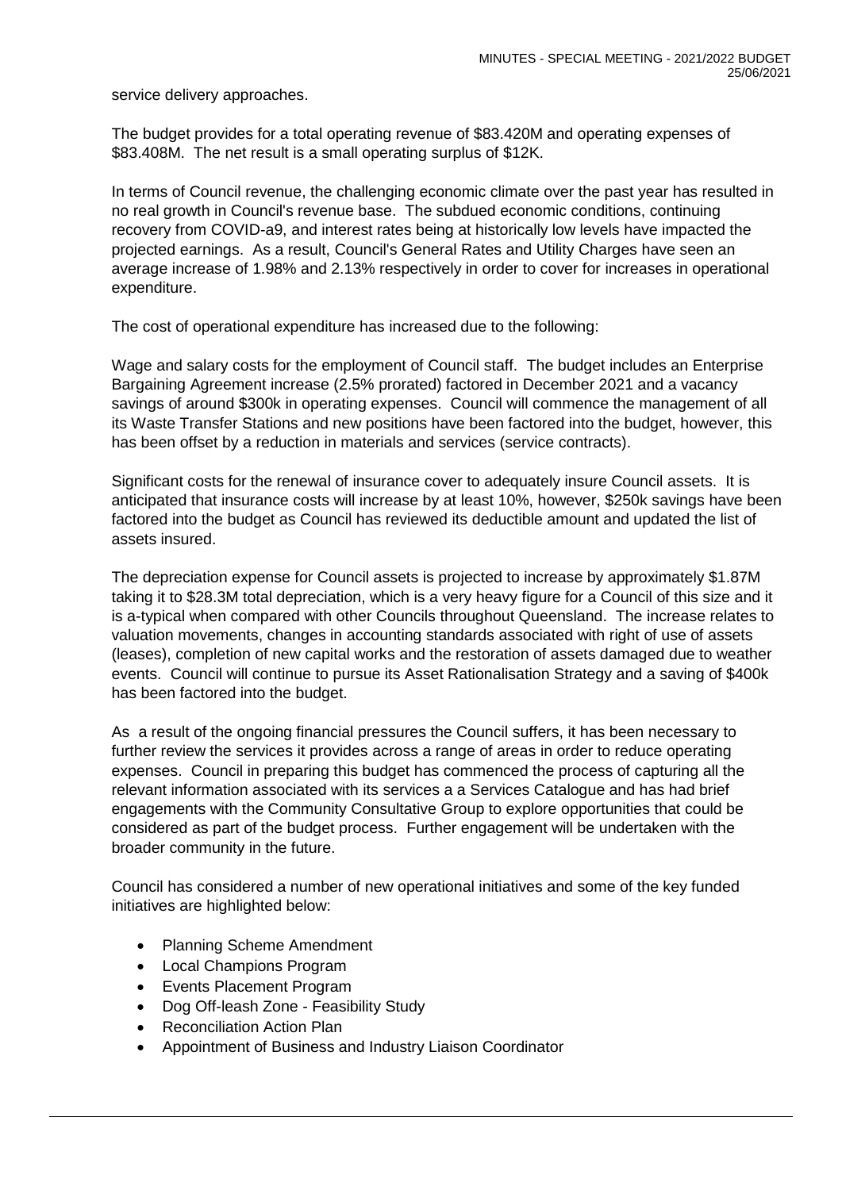service delivery approaches.

The budget provides for a total operating revenue of $83.420M and operating expenses of $83.408M. The net result is a small operating surplus of $12K.

In terms of Council revenue, the challenging economic climate over the past year has resulted in no real growth in Council's revenue base. The subdued economic conditions, continuing recovery from COVID-a9, and interest rates being at historically low levels have impacted the projected earnings. As a result, Council's General Rates and Utility Charges have seen an average increase of 1.98% and 2.13% respectively in order to cover for increases in operational expenditure.

The cost of operational expenditure has increased due to the following:

Wage and salary costs for the employment of Council staff. The budget includes an Enterprise Bargaining Agreement increase (2.5% prorated) factored in December 2021 and a vacancy savings of around $300k in operating expenses. Council will commence the management of all its Waste Transfer Stations and new positions have been factored into the budget, however, this has been offset by a reduction in materials and services (service contracts).

Significant costs for the renewal of insurance cover to adequately insure Council assets. It is anticipated that insurance costs will increase by at least 10%, however, $250k savings have been factored into the budget as Council has reviewed its deductible amount and updated the list of assets insured.

The depreciation expense for Council assets is projected to increase by approximately $1.87M taking it to $28.3M total depreciation, which is a very heavy figure for a Council of this size and it is a-typical when compared with other Councils throughout Queensland. The increase relates to valuation movements, changes in accounting standards associated with right of use of assets (leases), completion of new capital works and the restoration of assets damaged due to weather events. Council will continue to pursue its Asset Rationalisation Strategy and a saving of $400k has been factored into the budget.

As a result of the ongoing financial pressures the Council suffers, it has been necessary to further review the services it provides across a range of areas in order to reduce operating expenses. Council in preparing this budget has commenced the process of capturing all the relevant information associated with its services a a Services Catalogue and has had brief engagements with the Community Consultative Group to explore opportunities that could be considered as part of the budget process. Further engagement will be undertaken with the broader community in the future.

Council has considered a number of new operational initiatives and some of the key funded initiatives are highlighted below:

- Planning Scheme Amendment
- Local Champions Program
- Events Placement Program
- Dog Off-leash Zone - Feasibility Study
- Reconciliation Action Plan
- Appointment of Business and Industry Liaison Coordinator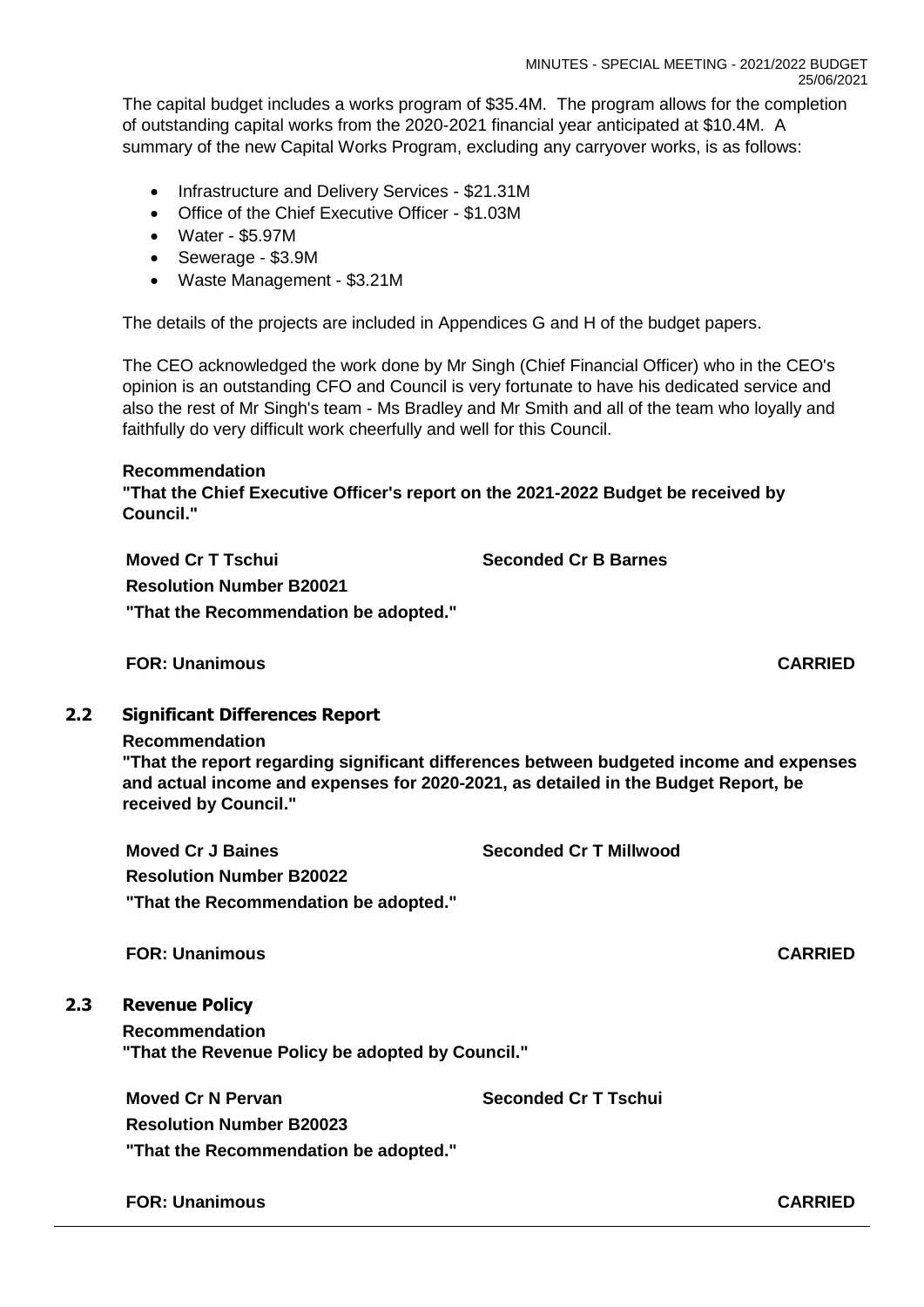The capital budget includes a works program of $35.4M. The program allows for the completion of outstanding capital works from the 2020-2021 financial year anticipated at $10.4M. A summary of the new Capital Works Program, excluding any carryover works, is as follows:

- Infrastructure and Delivery Services - $21.31M
- Office of the Chief Executive Officer - $1.03M
- Water - $5.97M
- Sewerage - $3.9M
- Waste Management - $3.21M

The details of the projects are included in Appendices G and H of the budget papers.

The CEO acknowledged the work done by Mr Singh (Chief Financial Officer) who in the CEO's opinion is an outstanding CFO and Council is very fortunate to have his dedicated service and also the rest of Mr Singh's team - Ms Bradley and Mr Smith and all of the team who loyally and faithfully do very difficult work cheerfully and well for this Council.

**Recommendation**
**"That the Chief Executive Officer's report on the 2021-2022 Budget be received by Council."**

**Moved Cr T Tschui** **Seconded Cr B Barnes**
**Resolution Number B20021**
**"That the Recommendation be adopted."**

**FOR: Unanimous** **CARRIED**

## 2.2 Significant Differences Report

**Recommendation**
**"That the report regarding significant differences between budgeted income and expenses and actual income and expenses for 2020-2021, as detailed in the Budget Report, be received by Council."**

**Moved Cr J Baines** **Seconded Cr T Millwood**
**Resolution Number B20022**
**"That the Recommendation be adopted."**

**FOR: Unanimous** **CARRIED**

## 2.3 Revenue Policy

**Recommendation**
**"That the Revenue Policy be adopted by Council."**

**Moved Cr N Pervan** **Seconded Cr T Tschui**
**Resolution Number B20023**
**"That the Recommendation be adopted."**

**FOR: Unanimous** **CARRIED**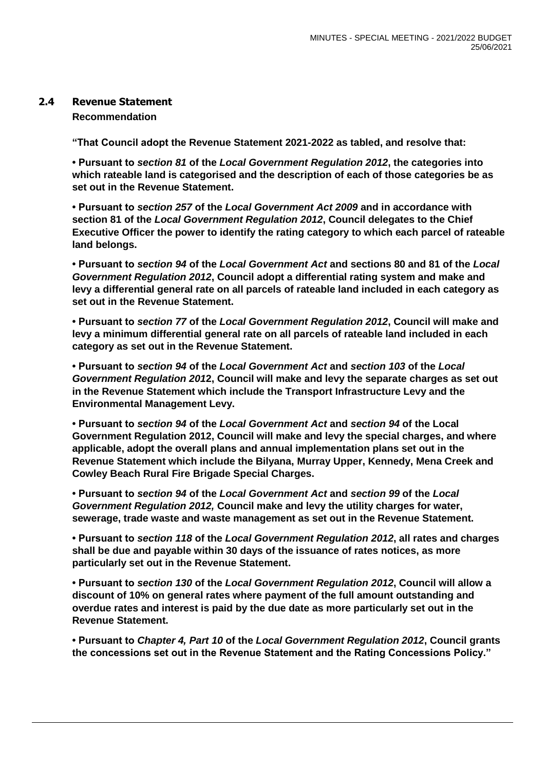## 2.4 Revenue Statement

**Recommendation**

**"That Council adopt the Revenue Statement 2021-2022 as tabled, and resolve that:**

**• Pursuant to *section 81* of the *Local Government Regulation 2012*, the categories into which rateable land is categorised and the description of each of those categories be as set out in the Revenue Statement.**

**• Pursuant to *section 257* of the *Local Government Act 2009* and in accordance with section 81 of the *Local Government Regulation 2012*, Council delegates to the Chief Executive Officer the power to identify the rating category to which each parcel of rateable land belongs.**

**• Pursuant to *section 94* of the *Local Government Act* and sections 80 and 81 of the *Local Government Regulation 2012*, Council adopt a differential rating system and make and levy a differential general rate on all parcels of rateable land included in each category as set out in the Revenue Statement.**

**• Pursuant to *section 77* of the *Local Government Regulation 2012*, Council will make and levy a minimum differential general rate on all parcels of rateable land included in each category as set out in the Revenue Statement.**

**• Pursuant to *section 94* of the *Local Government Act* and *section 103* of the *Local Government Regulation 201*2, Council will make and levy the separate charges as set out in the Revenue Statement which include the Transport Infrastructure Levy and the Environmental Management Levy.**

**• Pursuant to *section 94* of the *Local Government Act* and *section 94* of the Local Government Regulation 2012, Council will make and levy the special charges, and where applicable, adopt the overall plans and annual implementation plans set out in the Revenue Statement which include the Bilyana, Murray Upper, Kennedy, Mena Creek and Cowley Beach Rural Fire Brigade Special Charges.**

**• Pursuant to *section 94* of the *Local Government Act* and *section 99* of the *Local Government Regulation 2012,* Council make and levy the utility charges for water, sewerage, trade waste and waste management as set out in the Revenue Statement.**

**• Pursuant to *section 118* of the *Local Government Regulation 2012*, all rates and charges shall be due and payable within 30 days of the issuance of rates notices, as more particularly set out in the Revenue Statement.**

**• Pursuant to *section 130* of the *Local Government Regulation 2012*, Council will allow a discount of 10% on general rates where payment of the full amount outstanding and overdue rates and interest is paid by the due date as more particularly set out in the Revenue Statement.**

**• Pursuant to *Chapter 4, Part 10* of the *Local Government Regulation 2012*, Council grants the concessions set out in the Revenue Statement and the Rating Concessions Policy."**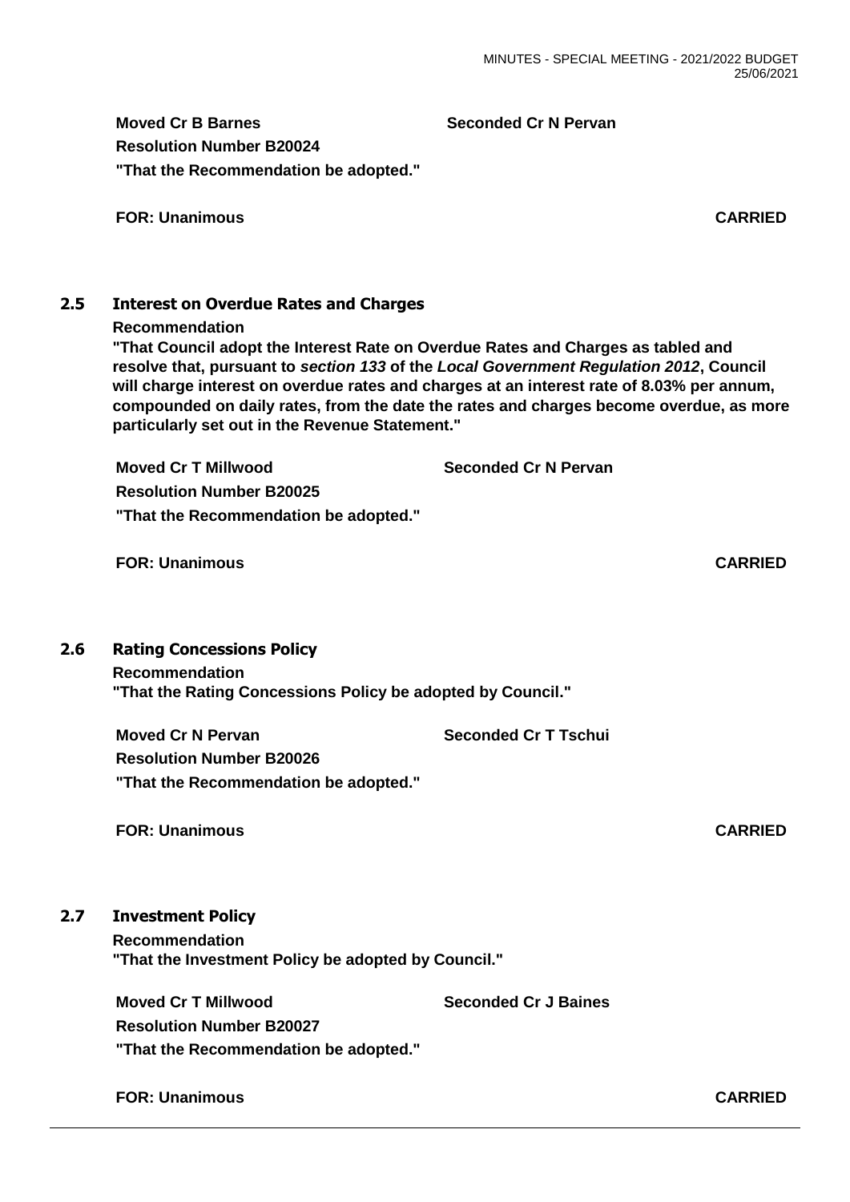**Moved Cr B Barnes** **Seconded Cr N Pervan**

**Resolution Number B20024**

**"That the Recommendation be adopted."**

**FOR: Unanimous** **CARRIED**

## 2.5 Interest on Overdue Rates and Charges

**Recommendation**

**"That Council adopt the Interest Rate on Overdue Rates and Charges as tabled and resolve that, pursuant to *section 133* of the *Local Government Regulation 2012*, Council will charge interest on overdue rates and charges at an interest rate of 8.03% per annum, compounded on daily rates, from the date the rates and charges become overdue, as more particularly set out in the Revenue Statement."**

**Moved Cr T Millwood** **Seconded Cr N Pervan**

**Resolution Number B20025**

**"That the Recommendation be adopted."**

**FOR: Unanimous** **CARRIED**

## 2.6 Rating Concessions Policy

**Recommendation**

**"That the Rating Concessions Policy be adopted by Council."**

**Moved Cr N Pervan** **Seconded Cr T Tschui**

**Resolution Number B20026**

**"That the Recommendation be adopted."**

**FOR: Unanimous** **CARRIED**

## 2.7 Investment Policy

**Recommendation**

**"That the Investment Policy be adopted by Council."**

**Moved Cr T Millwood** **Seconded Cr J Baines**

**Resolution Number B20027**

**"That the Recommendation be adopted."**

**FOR: Unanimous** **CARRIED**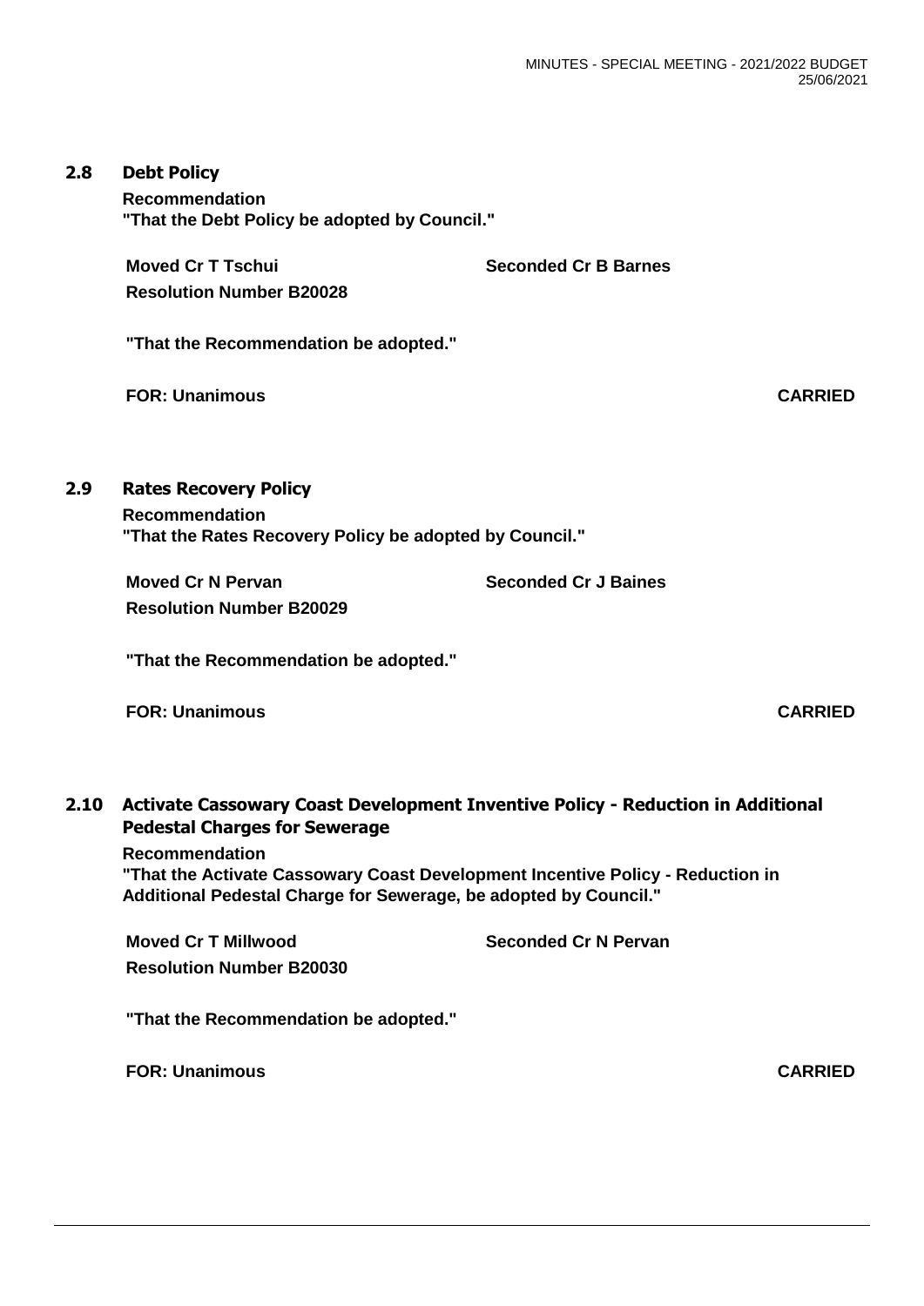## 2.8 Debt Policy

**Recommendation**
**"That the Debt Policy be adopted by Council."**

**Moved Cr T Tschui** **Seconded Cr B Barnes**
**Resolution Number B20028**

**"That the Recommendation be adopted."**

**FOR: Unanimous** **CARRIED**

## 2.9 Rates Recovery Policy

**Recommendation**
**"That the Rates Recovery Policy be adopted by Council."**

**Moved Cr N Pervan** **Seconded Cr J Baines**
**Resolution Number B20029**

**"That the Recommendation be adopted."**

**FOR: Unanimous** **CARRIED**

## 2.10 Activate Cassowary Coast Development Inventive Policy - Reduction in Additional Pedestal Charges for Sewerage

**Recommendation**
**"That the Activate Cassowary Coast Development Incentive Policy - Reduction in Additional Pedestal Charge for Sewerage, be adopted by Council."**

**Moved Cr T Millwood** **Seconded Cr N Pervan**
**Resolution Number B20030**

**"That the Recommendation be adopted."**

**FOR: Unanimous** **CARRIED**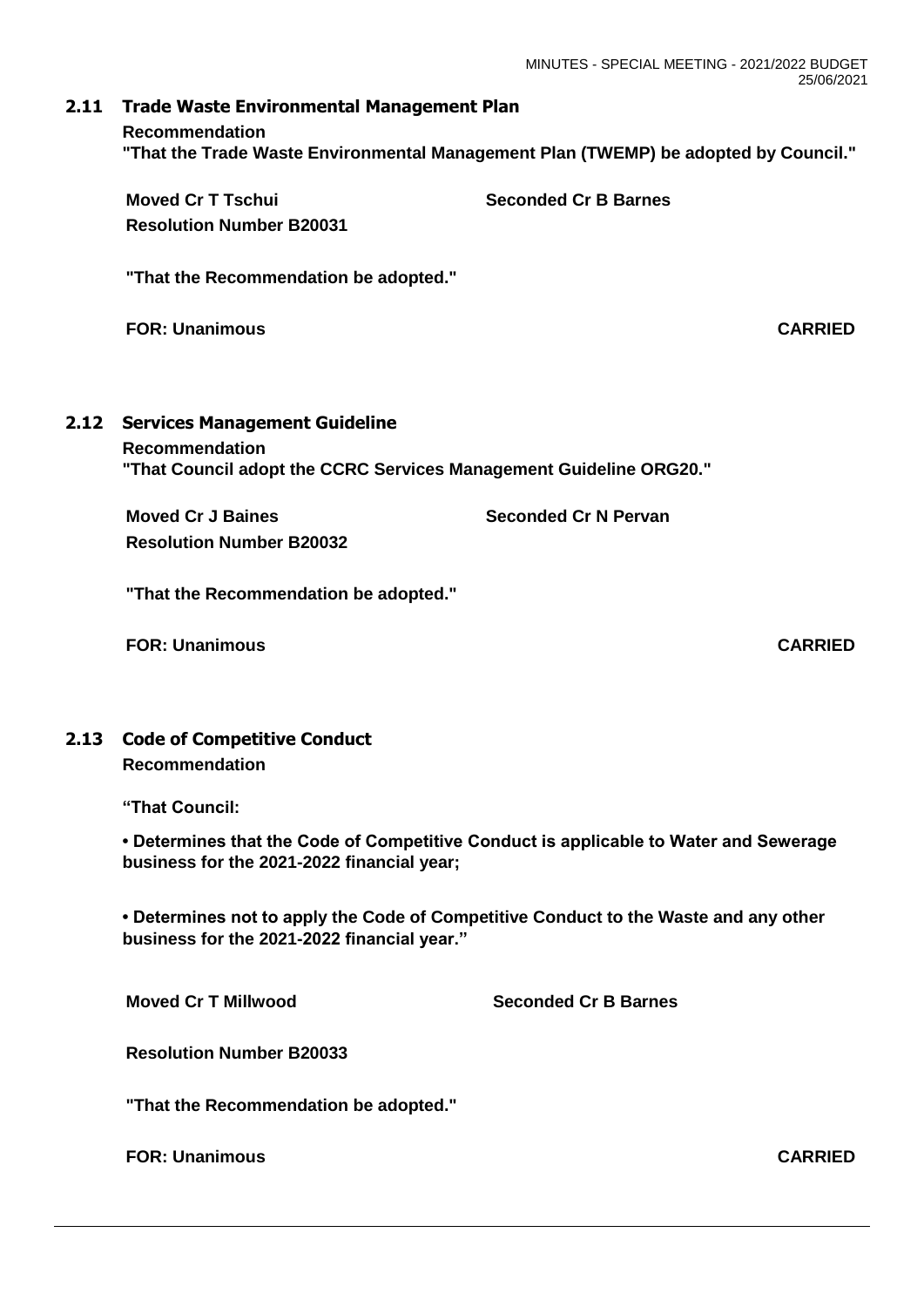## 2.11 Trade Waste Environmental Management Plan

**Recommendation**

**"That the Trade Waste Environmental Management Plan (TWEMP) be adopted by Council."**

**Moved Cr T Tschui** **Seconded Cr B Barnes**

**Resolution Number B20031**

**"That the Recommendation be adopted."**

**FOR: Unanimous** **CARRIED**

## 2.12 Services Management Guideline

**Recommendation**

**"That Council adopt the CCRC Services Management Guideline ORG20."**

**Moved Cr J Baines** **Seconded Cr N Pervan**

**Resolution Number B20032**

**"That the Recommendation be adopted."**

**FOR: Unanimous** **CARRIED**

## 2.13 Code of Competitive Conduct

**Recommendation**

**"That Council:**

- **Determines that the Code of Competitive Conduct is applicable to Water and Sewerage business for the 2021-2022 financial year;**

- **Determines not to apply the Code of Competitive Conduct to the Waste and any other business for the 2021-2022 financial year."**

**Moved Cr T Millwood** **Seconded Cr B Barnes**

**Resolution Number B20033**

**"That the Recommendation be adopted."**

**FOR: Unanimous** **CARRIED**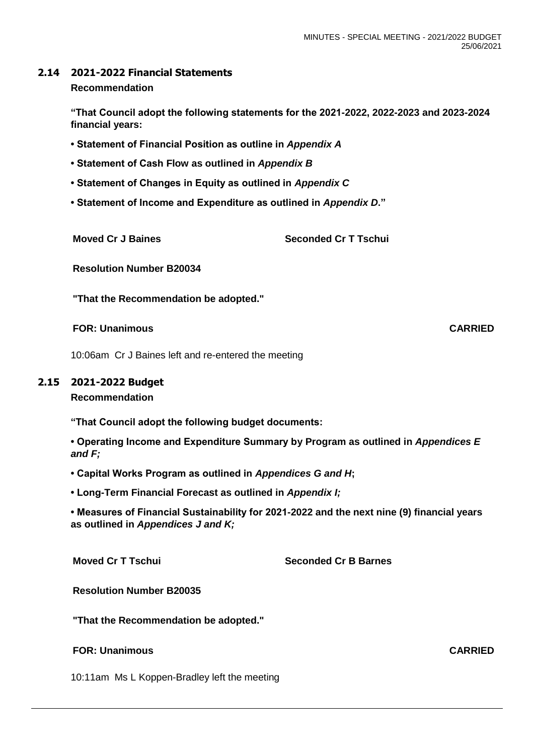## 2.14 2021-2022 Financial Statements

**Recommendation**

**"That Council adopt the following statements for the 2021-2022, 2022-2023 and 2023-2024 financial years:**

**• Statement of Financial Position as outline in *Appendix A***

**• Statement of Cash Flow as outlined in *Appendix B***

**• Statement of Changes in Equity as outlined in *Appendix C***

**• Statement of Income and Expenditure as outlined in *Appendix D*."**

**Moved Cr J Baines** **Seconded Cr T Tschui**

**Resolution Number B20034**

**"That the Recommendation be adopted."**

**FOR: Unanimous** **CARRIED**

10:06am Cr J Baines left and re-entered the meeting

## 2.15 2021-2022 Budget

**Recommendation**

**"That Council adopt the following budget documents:**

**• Operating Income and Expenditure Summary by Program as outlined in *Appendices E and F;***

**• Capital Works Program as outlined in *Appendices G and H*;**

**• Long-Term Financial Forecast as outlined in *Appendix I;***

**• Measures of Financial Sustainability for 2021-2022 and the next nine (9) financial years as outlined in *Appendices J and K;***

**Moved Cr T Tschui** **Seconded Cr B Barnes**

**Resolution Number B20035**

**"That the Recommendation be adopted."**

**FOR: Unanimous** **CARRIED**

10:11am Ms L Koppen-Bradley left the meeting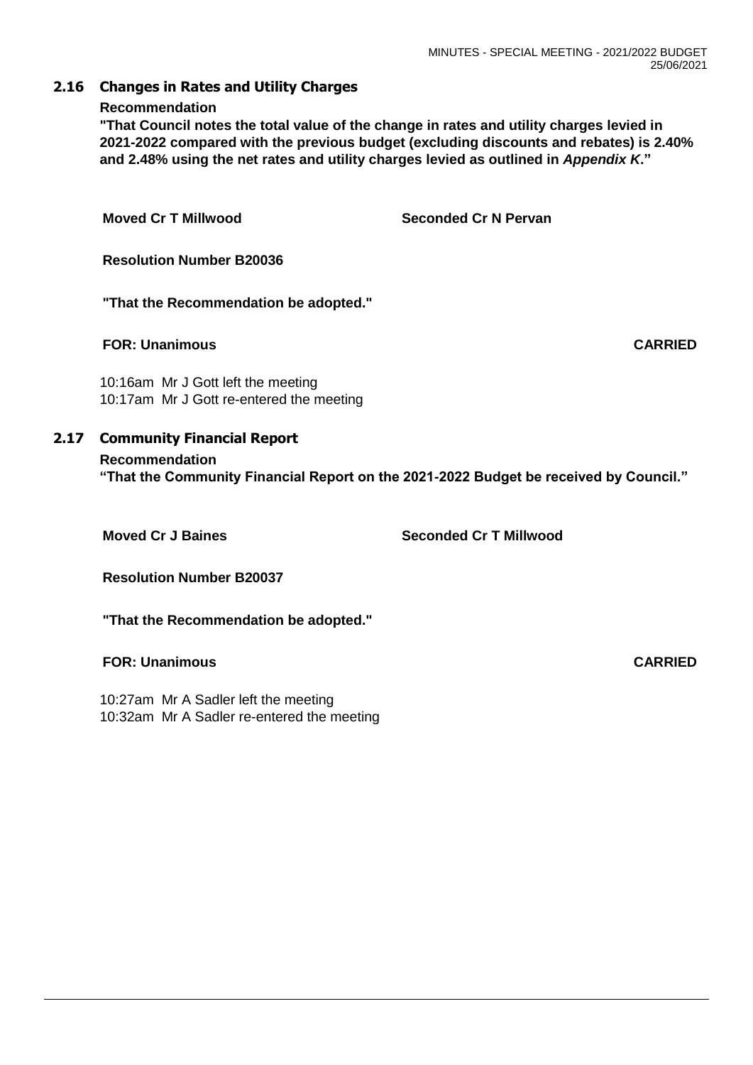## 2.16 Changes in Rates and Utility Charges

**Recommendation**

**"That Council notes the total value of the change in rates and utility charges levied in 2021-2022 compared with the previous budget (excluding discounts and rebates) is 2.40% and 2.48% using the net rates and utility charges levied as outlined in *Appendix K*."**

**Moved Cr T Millwood** **Seconded Cr N Pervan**

**Resolution Number B20036**

**"That the Recommendation be adopted."**

**FOR: Unanimous** **CARRIED**

10:16am Mr J Gott left the meeting
10:17am Mr J Gott re-entered the meeting

## 2.17 Community Financial Report

**Recommendation**

**"That the Community Financial Report on the 2021-2022 Budget be received by Council."**

**Moved Cr J Baines** **Seconded Cr T Millwood**

**Resolution Number B20037**

**"That the Recommendation be adopted."**

**FOR: Unanimous** **CARRIED**

10:27am Mr A Sadler left the meeting
10:32am Mr A Sadler re-entered the meeting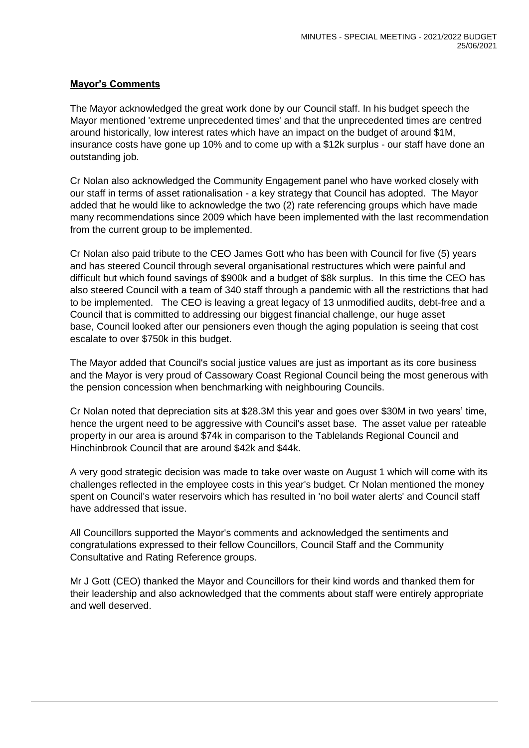**Mayor's Comments**

The Mayor acknowledged the great work done by our Council staff. In his budget speech the Mayor mentioned 'extreme unprecedented times' and that the unprecedented times are centred around historically, low interest rates which have an impact on the budget of around $1M, insurance costs have gone up 10% and to come up with a $12k surplus - our staff have done an outstanding job.

Cr Nolan also acknowledged the Community Engagement panel who have worked closely with our staff in terms of asset rationalisation - a key strategy that Council has adopted. The Mayor added that he would like to acknowledge the two (2) rate referencing groups which have made many recommendations since 2009 which have been implemented with the last recommendation from the current group to be implemented.

Cr Nolan also paid tribute to the CEO James Gott who has been with Council for five (5) years and has steered Council through several organisational restructures which were painful and difficult but which found savings of $900k and a budget of $8k surplus. In this time the CEO has also steered Council with a team of 340 staff through a pandemic with all the restrictions that had to be implemented. The CEO is leaving a great legacy of 13 unmodified audits, debt-free and a Council that is committed to addressing our biggest financial challenge, our huge asset base, Council looked after our pensioners even though the aging population is seeing that cost escalate to over $750k in this budget.

The Mayor added that Council's social justice values are just as important as its core business and the Mayor is very proud of Cassowary Coast Regional Council being the most generous with the pension concession when benchmarking with neighbouring Councils.

Cr Nolan noted that depreciation sits at $28.3M this year and goes over $30M in two years' time, hence the urgent need to be aggressive with Council's asset base. The asset value per rateable property in our area is around $74k in comparison to the Tablelands Regional Council and Hinchinbrook Council that are around $42k and $44k.

A very good strategic decision was made to take over waste on August 1 which will come with its challenges reflected in the employee costs in this year's budget. Cr Nolan mentioned the money spent on Council's water reservoirs which has resulted in 'no boil water alerts' and Council staff have addressed that issue.

All Councillors supported the Mayor's comments and acknowledged the sentiments and congratulations expressed to their fellow Councillors, Council Staff and the Community Consultative and Rating Reference groups.

Mr J Gott (CEO) thanked the Mayor and Councillors for their kind words and thanked them for their leadership and also acknowledged that the comments about staff were entirely appropriate and well deserved.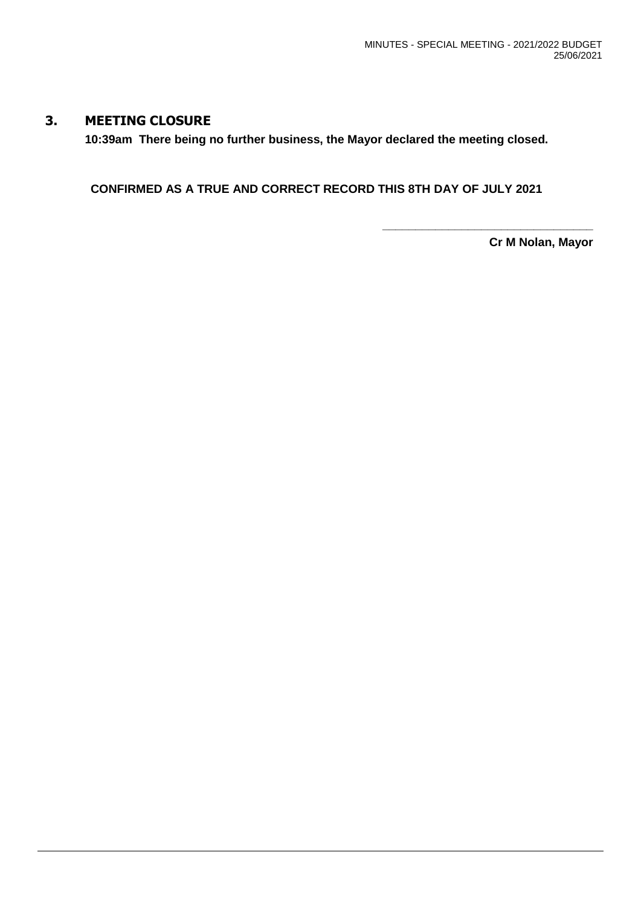## 3. MEETING CLOSURE

**10:39am There being no further business, the Mayor declared the meeting closed.**

**CONFIRMED AS A TRUE AND CORRECT RECORD THIS 8TH DAY OF JULY 2021**

\_\_\_\_\_\_\_\_\_\_\_\_\_\_\_\_\_\_\_\_\_\_\_\_\_\_\_\_\_\_\_\_

**Cr M Nolan, Mayor**